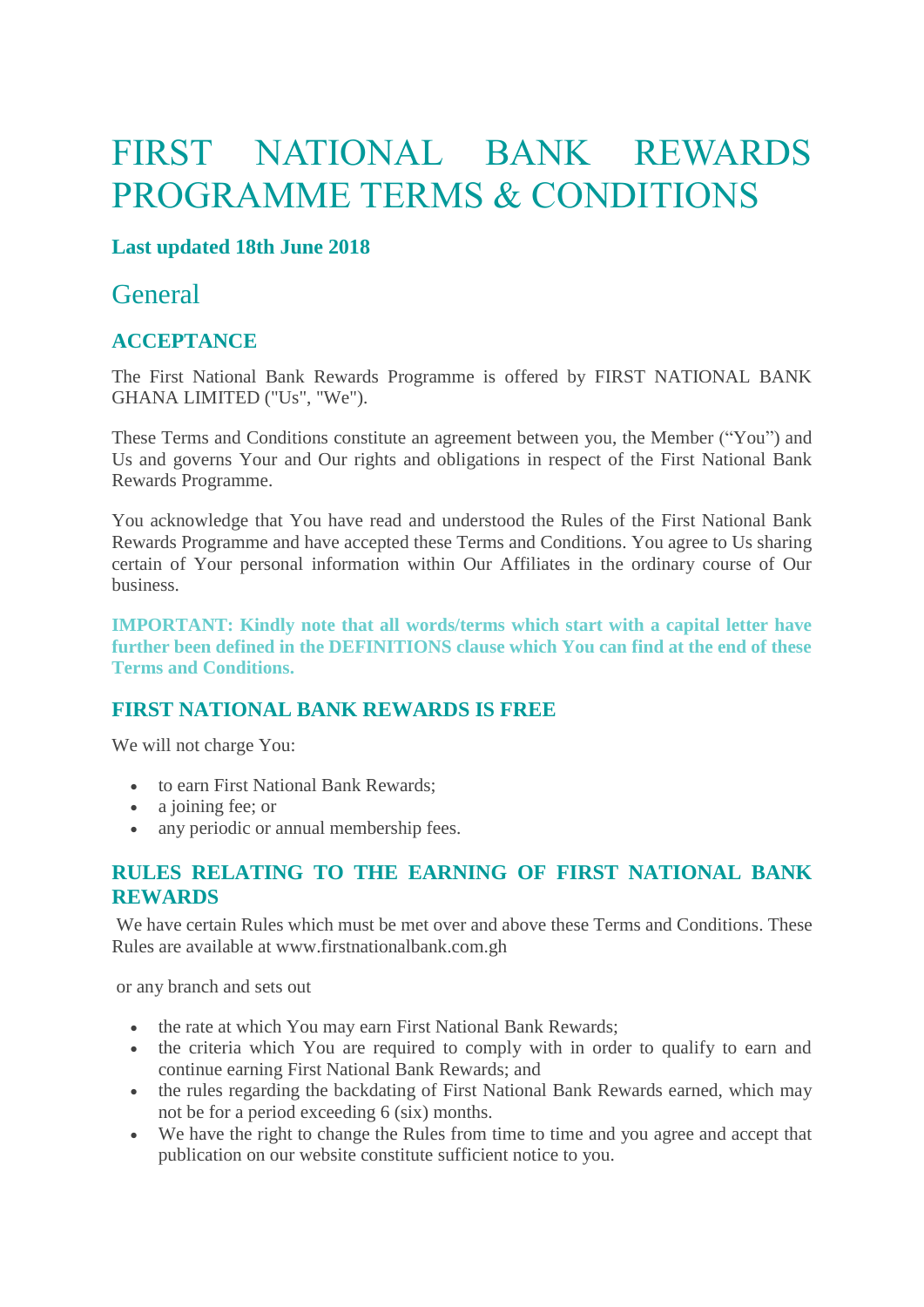# FIRST NATIONAL BANK REWARDS PROGRAMME TERMS & CONDITIONS

### Last updated 18th June 2018

## General

### ACCEPTANCE

The First National Bank Rewards Programme is offered by FIRST NATIONAL BANK GHANA LIMITED ("Us", "We").

These Terms and Conditions constitute an agreement between you, the Member ("You") and Us and governs Your and Our rights and obligations in respect of the First National Bank Rewards Programme.

You acknowledge that You have read and understood the Rules of the First National Bank Rewards Programme and have accepted these Terms and Conditions. You agree to Us sharing certain of Your personal information within Our Affiliates in the ordinary course of Our business.

**IMPORTANT: Kindly note that all words/terms which start with a capital letter have further been defined in the DEFINITIONS clause which You can find at the end of these Terms and Conditions.**

### FIRST NATIONAL BANK REWARDS IS FREE

We will not charge You:

- to earn First National Bank Rewards;
- a joining fee; or
- any periodic or annual membership fees.

### RULES RELATING TO THE EARNING OF FIRST NATIONAL BANK REWARDS

We have certain Rules which must be met over and above these Terms and Conditions. These Rules are available at www.firstnationalbank.com.gh

or any branch and sets out

- the rate at which You may earn First National Bank Rewards;
- the criteria which You are required to comply with in order to qualify to earn and continue earning First National Bank Rewards; and
- the rules regarding the backdating of First National Bank Rewards earned, which may not be for a period exceeding 6 (six) months.
- We have the right to change the Rules from time to time and you agree and accept that publication on our website constitute sufficient notice to you.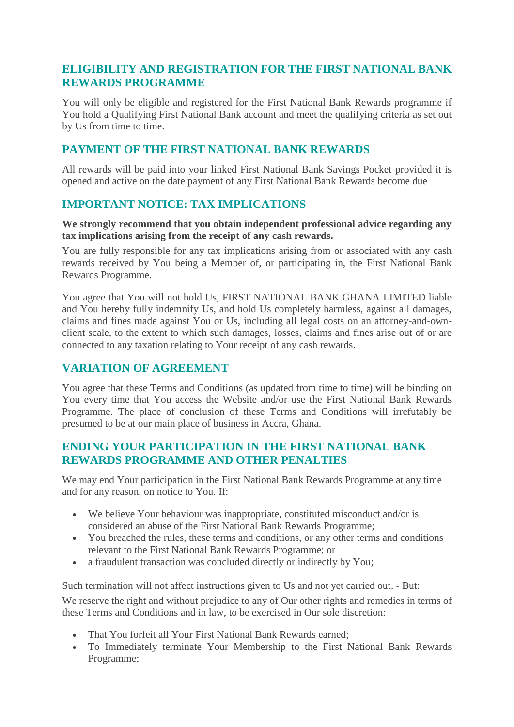## ELIGIBILITY AND REGISTRATION FOR THE FIRST NATIONAL BANK REWARDS PROGRAMME

You will only be eligible and registered for the First National Bank Rewards programme if You hold a Qualifying First National Bank account and meet the qualifying criteria as set out by Us from time to time.

## PAYMENT OF THE FIRST NATIONAL BANK REWARDS

All rewards will be paid into your linked First National Bank Savings Pocket provided it is opened and active on the date payment of any First National Bank Rewards become due

## IMPORTANT NOTICE: TAX IMPLICATIONS

**We strongly recommend that you obtain independent professional advice regarding any tax implications arising from the receipt of any cash rewards.**

You are fully responsible for any tax implications arising from or associated with any cash rewards received by You being a Member of, or participating in, the First National Bank Rewards Programme.

You agree that You will not hold Us, FIRST NATIONAL BANK GHANA LIMITED liable and You hereby fully indemnify Us, and hold Us completely harmless, against all damages, claims and fines made against You or Us, including all legal costs on an attorney-and-own-client scale, to the extent to which such damages, losses, claims and fines arise out of or are connected to any taxation relating to Your receipt of any cash rewards.

## VARIATION OF AGREEMENT

You agree that these Terms and Conditions (as updated from time to time) will be binding on You every time that You access the Website and/or use the First National Bank Rewards Programme. The place of conclusion of these Terms and Conditions will irrefutably be presumed to be at our main place of business in Accra, Ghana.

## ENDING YOUR PARTICIPATION IN THE FIRST NATIONAL BANK REWARDS PROGRAMME AND OTHER PENALTIES

We may end Your participation in the First National Bank Rewards Programme at any time and for any reason, on notice to You. If:

- We believe Your behaviour was inappropriate, constituted misconduct and/or is considered an abuse of the First National Bank Rewards Programme;
- You breached the rules, these terms and conditions, or any other terms and conditions relevant to the First National Bank Rewards Programme; or
- a fraudulent transaction was concluded directly or indirectly by You;

Such termination will not affect instructions given to Us and not yet carried out. - But:

We reserve the right and without prejudice to any of Our other rights and remedies in terms of these Terms and Conditions and in law, to be exercised in Our sole discretion:

- That You forfeit all Your First National Bank Rewards earned;
- To Immediately terminate Your Membership to the First National Bank Rewards Programme;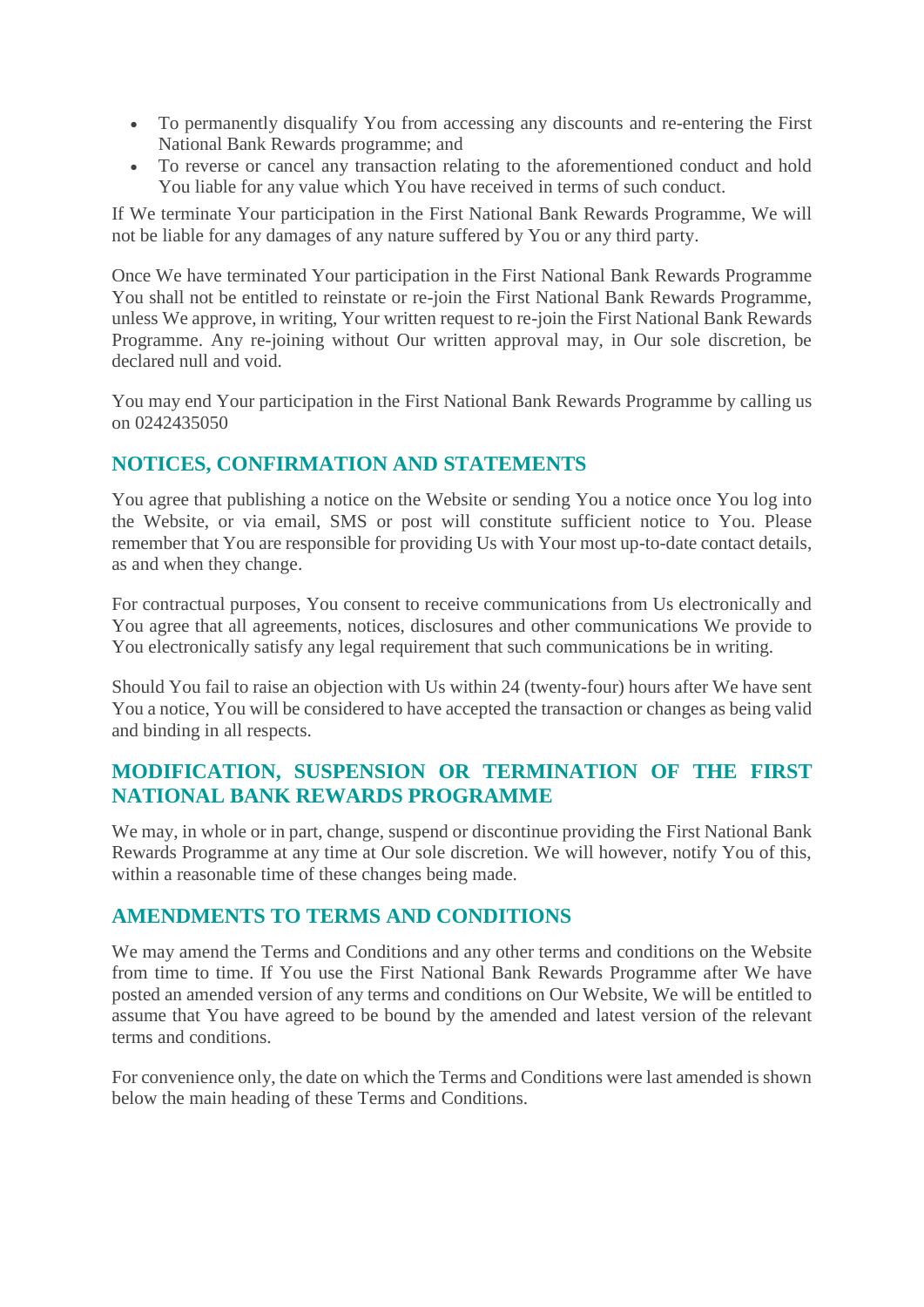- To permanently disqualify You from accessing any discounts and re-entering the First National Bank Rewards programme; and
- To reverse or cancel any transaction relating to the aforementioned conduct and hold You liable for any value which You have received in terms of such conduct.

If We terminate Your participation in the First National Bank Rewards Programme, We will not be liable for any damages of any nature suffered by You or any third party.

Once We have terminated Your participation in the First National Bank Rewards Programme You shall not be entitled to reinstate or re-join the First National Bank Rewards Programme, unless We approve, in writing, Your written request to re-join the First National Bank Rewards Programme. Any re-joining without Our written approval may, in Our sole discretion, be declared null and void.

You may end Your participation in the First National Bank Rewards Programme by calling us on 0242435050

## NOTICES, CONFIRMATION AND STATEMENTS

You agree that publishing a notice on the Website or sending You a notice once You log into the Website, or via email, SMS or post will constitute sufficient notice to You. Please remember that You are responsible for providing Us with Your most up-to-date contact details, as and when they change.

For contractual purposes, You consent to receive communications from Us electronically and You agree that all agreements, notices, disclosures and other communications We provide to You electronically satisfy any legal requirement that such communications be in writing.

Should You fail to raise an objection with Us within 24 (twenty-four) hours after We have sent You a notice, You will be considered to have accepted the transaction or changes as being valid and binding in all respects.

## MODIFICATION, SUSPENSION OR TERMINATION OF THE FIRST NATIONAL BANK REWARDS PROGRAMME

We may, in whole or in part, change, suspend or discontinue providing the First National Bank Rewards Programme at any time at Our sole discretion. We will however, notify You of this, within a reasonable time of these changes being made.

## AMENDMENTS TO TERMS AND CONDITIONS

We may amend the Terms and Conditions and any other terms and conditions on the Website from time to time. If You use the First National Bank Rewards Programme after We have posted an amended version of any terms and conditions on Our Website, We will be entitled to assume that You have agreed to be bound by the amended and latest version of the relevant terms and conditions.

For convenience only, the date on which the Terms and Conditions were last amended is shown below the main heading of these Terms and Conditions.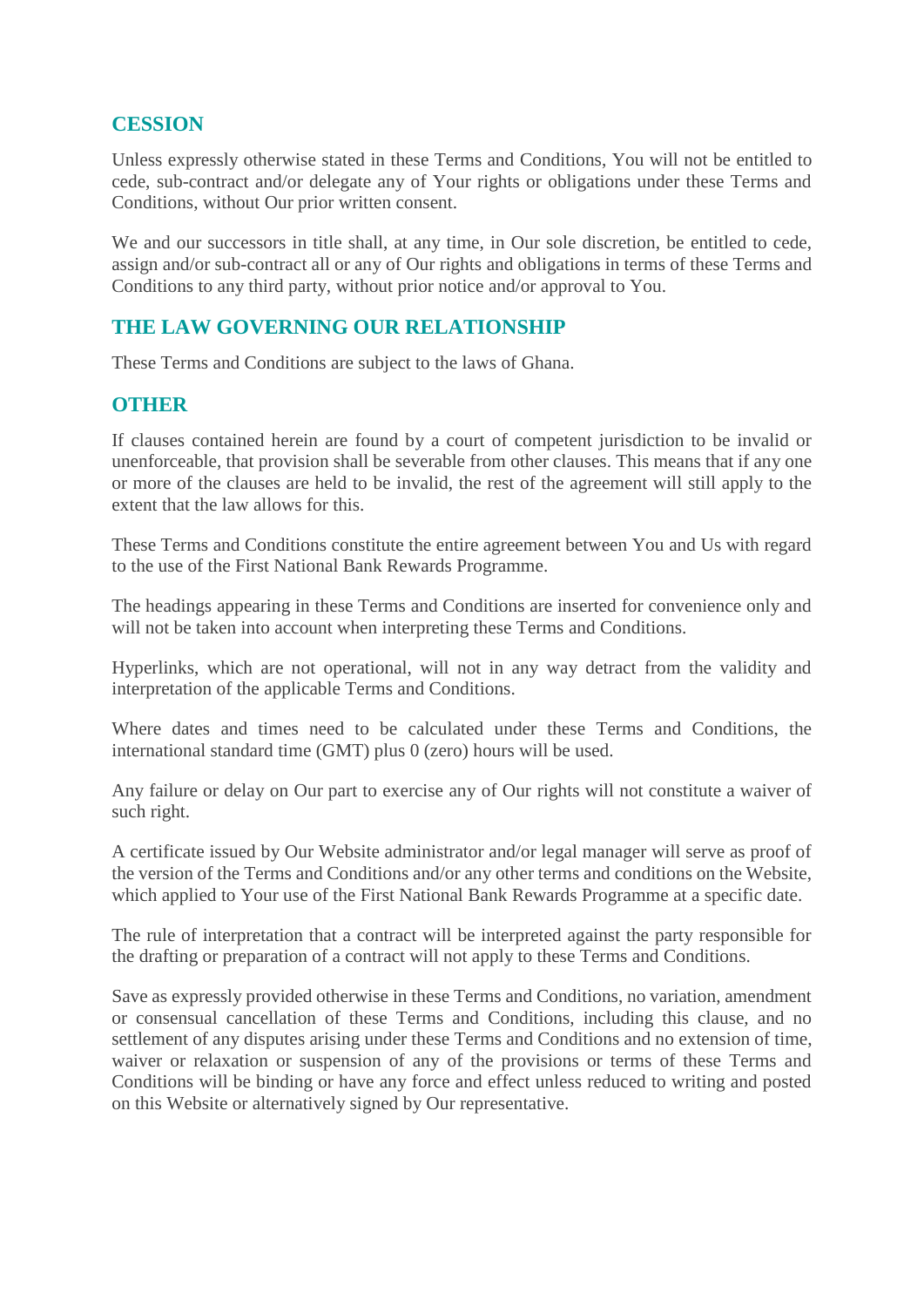## CESSION

Unless expressly otherwise stated in these Terms and Conditions, You will not be entitled to cede, sub-contract and/or delegate any of Your rights or obligations under these Terms and Conditions, without Our prior written consent.

We and our successors in title shall, at any time, in Our sole discretion, be entitled to cede, assign and/or sub-contract all or any of Our rights and obligations in terms of these Terms and Conditions to any third party, without prior notice and/or approval to You.

## THE LAW GOVERNING OUR RELATIONSHIP

These Terms and Conditions are subject to the laws of Ghana.

## OTHER

If clauses contained herein are found by a court of competent jurisdiction to be invalid or unenforceable, that provision shall be severable from other clauses. This means that if any one or more of the clauses are held to be invalid, the rest of the agreement will still apply to the extent that the law allows for this.

These Terms and Conditions constitute the entire agreement between You and Us with regard to the use of the First National Bank Rewards Programme.

The headings appearing in these Terms and Conditions are inserted for convenience only and will not be taken into account when interpreting these Terms and Conditions.

Hyperlinks, which are not operational, will not in any way detract from the validity and interpretation of the applicable Terms and Conditions.

Where dates and times need to be calculated under these Terms and Conditions, the international standard time (GMT) plus 0 (zero) hours will be used.

Any failure or delay on Our part to exercise any of Our rights will not constitute a waiver of such right.

A certificate issued by Our Website administrator and/or legal manager will serve as proof of the version of the Terms and Conditions and/or any other terms and conditions on the Website, which applied to Your use of the First National Bank Rewards Programme at a specific date.

The rule of interpretation that a contract will be interpreted against the party responsible for the drafting or preparation of a contract will not apply to these Terms and Conditions.

Save as expressly provided otherwise in these Terms and Conditions, no variation, amendment or consensual cancellation of these Terms and Conditions, including this clause, and no settlement of any disputes arising under these Terms and Conditions and no extension of time, waiver or relaxation or suspension of any of the provisions or terms of these Terms and Conditions will be binding or have any force and effect unless reduced to writing and posted on this Website or alternatively signed by Our representative.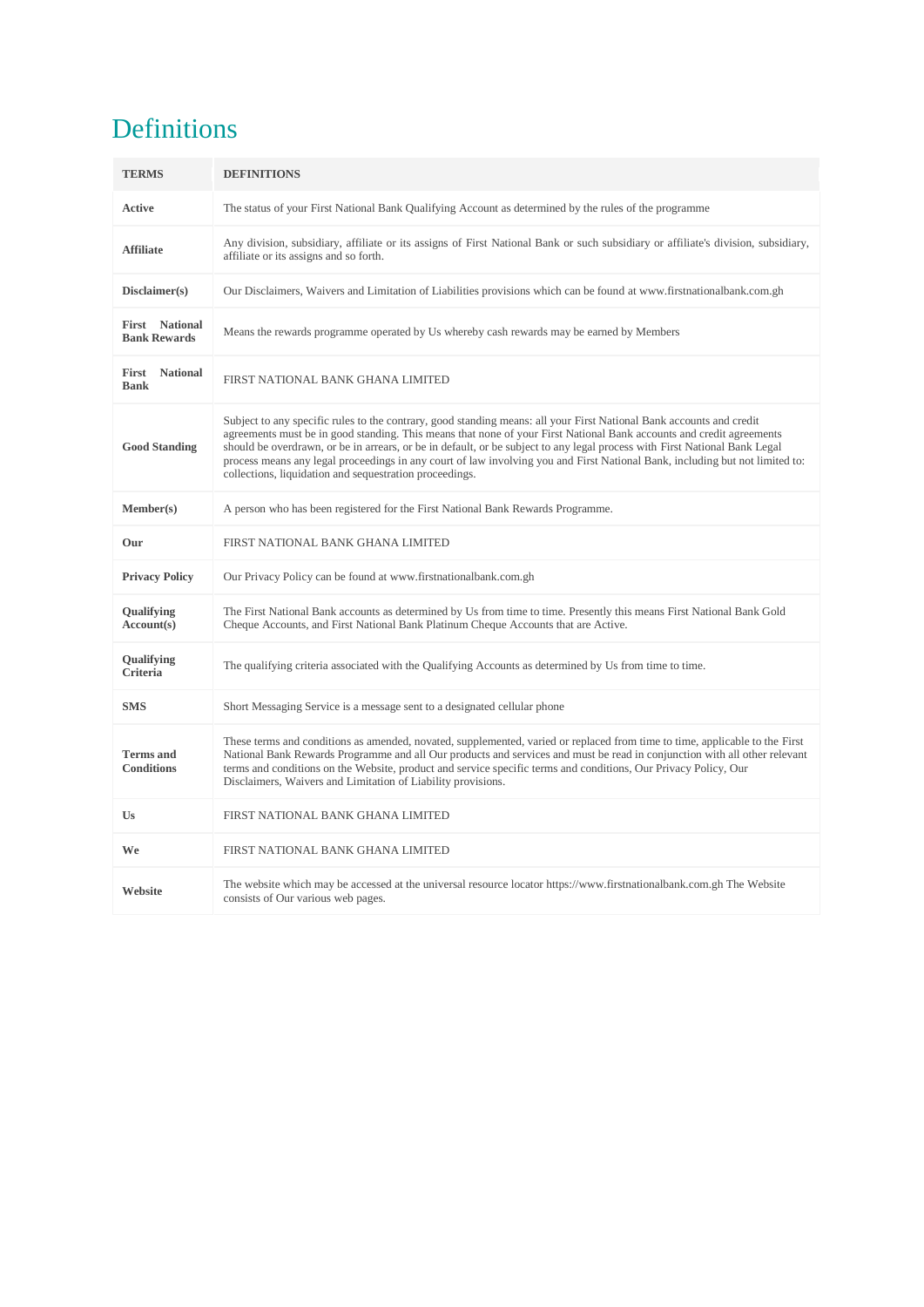# Definitions

| TERMS | DEFINITIONS |
|---|---|
| **Active** | The status of your First National Bank Qualifying Account as determined by the rules of the programme |
| **Affiliate** | Any division, subsidiary, affiliate or its assigns of First National Bank or such subsidiary or affiliate's division, subsidiary, affiliate or its assigns and so forth. |
| **Disclaimer(s)** | Our Disclaimers, Waivers and Limitation of Liabilities provisions which can be found at www.firstnationalbank.com.gh |
| **First National Bank Rewards** | Means the rewards programme operated by Us whereby cash rewards may be earned by Members |
| **First National Bank** | FIRST NATIONAL BANK GHANA LIMITED |
| **Good Standing** | Subject to any specific rules to the contrary, good standing means: all your First National Bank accounts and credit agreements must be in good standing. This means that none of your First National Bank accounts and credit agreements should be overdrawn, or be in arrears, or be in default, or be subject to any legal process with First National Bank Legal process means any legal proceedings in any court of law involving you and First National Bank, including but not limited to: collections, liquidation and sequestration proceedings. |
| **Member(s)** | A person who has been registered for the First National Bank Rewards Programme. |
| **Our** | FIRST NATIONAL BANK GHANA LIMITED |
| **Privacy Policy** | Our Privacy Policy can be found at www.firstnationalbank.com.gh |
| **Qualifying Account(s)** | The First National Bank accounts as determined by Us from time to time. Presently this means First National Bank Gold Cheque Accounts, and First National Bank Platinum Cheque Accounts that are Active. |
| **Qualifying Criteria** | The qualifying criteria associated with the Qualifying Accounts as determined by Us from time to time. |
| **SMS** | Short Messaging Service is a message sent to a designated cellular phone |
| **Terms and Conditions** | These terms and conditions as amended, novated, supplemented, varied or replaced from time to time, applicable to the First National Bank Rewards Programme and all Our products and services and must be read in conjunction with all other relevant terms and conditions on the Website, product and service specific terms and conditions, Our Privacy Policy, Our Disclaimers, Waivers and Limitation of Liability provisions. |
| **Us** | FIRST NATIONAL BANK GHANA LIMITED |
| **We** | FIRST NATIONAL BANK GHANA LIMITED |
| **Website** | The website which may be accessed at the universal resource locator https://www.firstnationalbank.com.gh The Website consists of Our various web pages. |